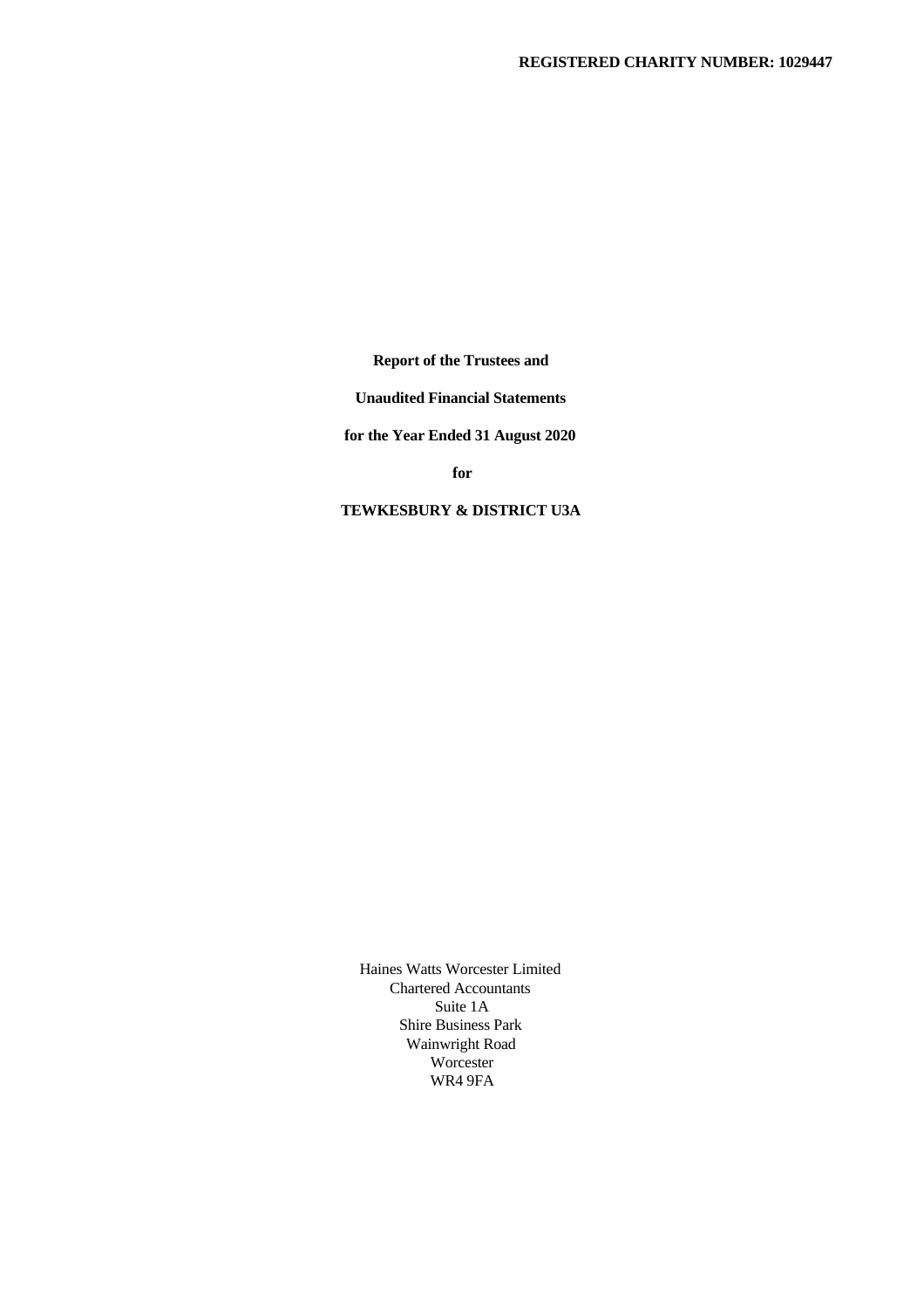**REGISTERED CHARITY NUMBER: 1029447**

**Report of the Trustees and**

**Unaudited Financial Statements**

**for the Year Ended 31 August 2020**

**for**

**TEWKESBURY & DISTRICT U3A**

Haines Watts Worcester Limited
Chartered Accountants
Suite 1A
Shire Business Park
Wainwright Road
Worcester
WR4 9FA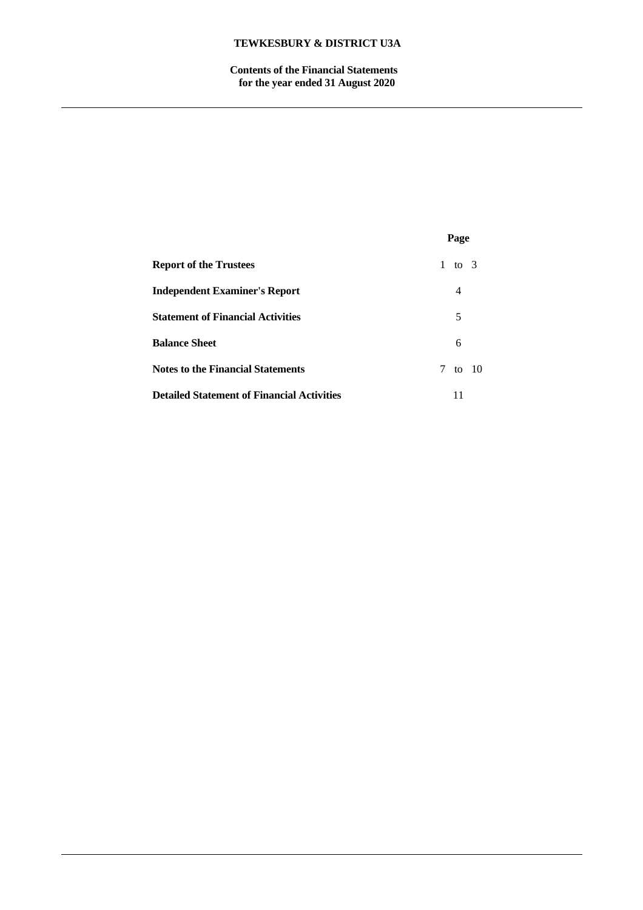# TEWKESBURY & DISTRICT U3A

## Contents of the Financial Statements for the year ended 31 August 2020

| | Page |
|---|---|
| **Report of the Trustees** | 1 to 3 |
| **Independent Examiner's Report** | 4 |
| **Statement of Financial Activities** | 5 |
| **Balance Sheet** | 6 |
| **Notes to the Financial Statements** | 7 to 10 |
| **Detailed Statement of Financial Activities** | 11 |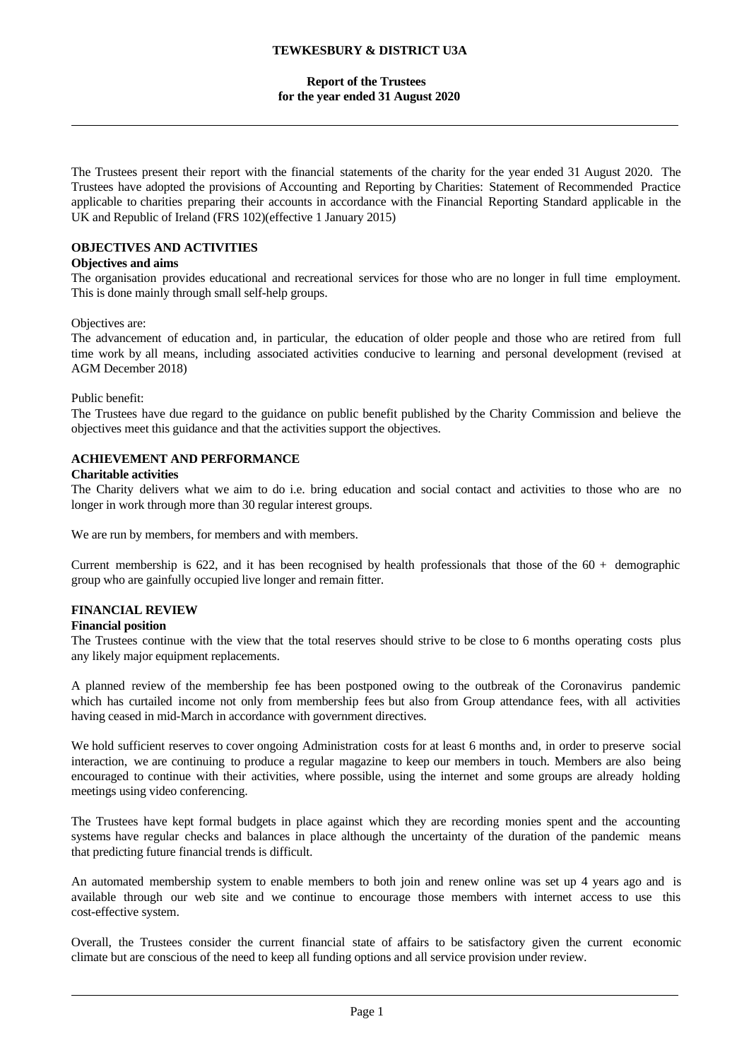# TEWKESBURY & DISTRICT U3A

## Report of the Trustees
## for the year ended 31 August 2020

The Trustees present their report with the financial statements of the charity for the year ended 31 August 2020. The Trustees have adopted the provisions of Accounting and Reporting by Charities: Statement of Recommended Practice applicable to charities preparing their accounts in accordance with the Financial Reporting Standard applicable in the UK and Republic of Ireland (FRS 102)(effective 1 January 2015)

### OBJECTIVES AND ACTIVITIES

**Objectives and aims**

The organisation provides educational and recreational services for those who are no longer in full time employment. This is done mainly through small self-help groups.

Objectives are:

The advancement of education and, in particular, the education of older people and those who are retired from full time work by all means, including associated activities conducive to learning and personal development (revised at AGM December 2018)

Public benefit:

The Trustees have due regard to the guidance on public benefit published by the Charity Commission and believe the objectives meet this guidance and that the activities support the objectives.

### ACHIEVEMENT AND PERFORMANCE

**Charitable activities**

The Charity delivers what we aim to do i.e. bring education and social contact and activities to those who are no longer in work through more than 30 regular interest groups.

We are run by members, for members and with members.

Current membership is 622, and it has been recognised by health professionals that those of the 60 + demographic group who are gainfully occupied live longer and remain fitter.

### FINANCIAL REVIEW

**Financial position**

The Trustees continue with the view that the total reserves should strive to be close to 6 months operating costs plus any likely major equipment replacements.

A planned review of the membership fee has been postponed owing to the outbreak of the Coronavirus pandemic which has curtailed income not only from membership fees but also from Group attendance fees, with all activities having ceased in mid-March in accordance with government directives.

We hold sufficient reserves to cover ongoing Administration costs for at least 6 months and, in order to preserve social interaction, we are continuing to produce a regular magazine to keep our members in touch. Members are also being encouraged to continue with their activities, where possible, using the internet and some groups are already holding meetings using video conferencing.

The Trustees have kept formal budgets in place against which they are recording monies spent and the accounting systems have regular checks and balances in place although the uncertainty of the duration of the pandemic means that predicting future financial trends is difficult.

An automated membership system to enable members to both join and renew online was set up 4 years ago and is available through our web site and we continue to encourage those members with internet access to use this cost-effective system.

Overall, the Trustees consider the current financial state of affairs to be satisfactory given the current economic climate but are conscious of the need to keep all funding options and all service provision under review.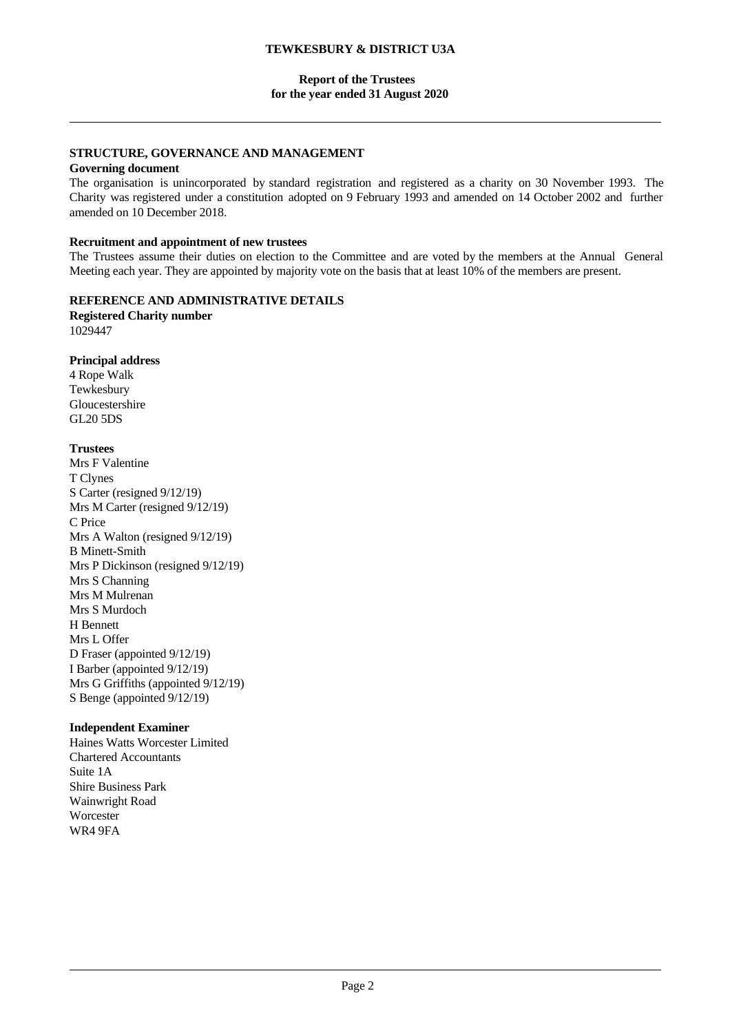**TEWKESBURY & DISTRICT U3A**

**Report of the Trustees**
**for the year ended 31 August 2020**

## STRUCTURE, GOVERNANCE AND MANAGEMENT

### Governing document

The organisation is unincorporated by standard registration and registered as a charity on 30 November 1993. The Charity was registered under a constitution adopted on 9 February 1993 and amended on 14 October 2002 and further amended on 10 December 2018.

### Recruitment and appointment of new trustees

The Trustees assume their duties on election to the Committee and are voted by the members at the Annual General Meeting each year. They are appointed by majority vote on the basis that at least 10% of the members are present.

## REFERENCE AND ADMINISTRATIVE DETAILS

### Registered Charity number

1029447

### Principal address

4 Rope Walk
Tewkesbury
Gloucestershire
GL20 5DS

### Trustees

Mrs F Valentine
T Clynes
S Carter (resigned 9/12/19)
Mrs M Carter (resigned 9/12/19)
C Price
Mrs A Walton (resigned 9/12/19)
B Minett-Smith
Mrs P Dickinson (resigned 9/12/19)
Mrs S Channing
Mrs M Mulrenan
Mrs S Murdoch
H Bennett
Mrs L Offer
D Fraser (appointed 9/12/19)
I Barber (appointed 9/12/19)
Mrs G Griffiths (appointed 9/12/19)
S Benge (appointed 9/12/19)

### Independent Examiner

Haines Watts Worcester Limited
Chartered Accountants
Suite 1A
Shire Business Park
Wainwright Road
Worcester
WR4 9FA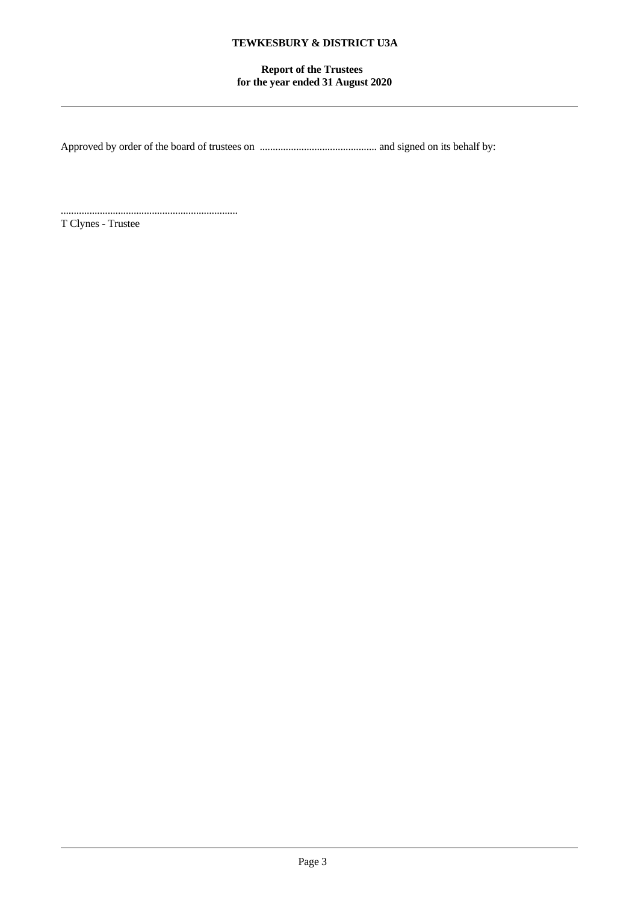Approved by order of the board of trustees on ............................................ and signed on its behalf by:

....................................................................
T Clynes - Trustee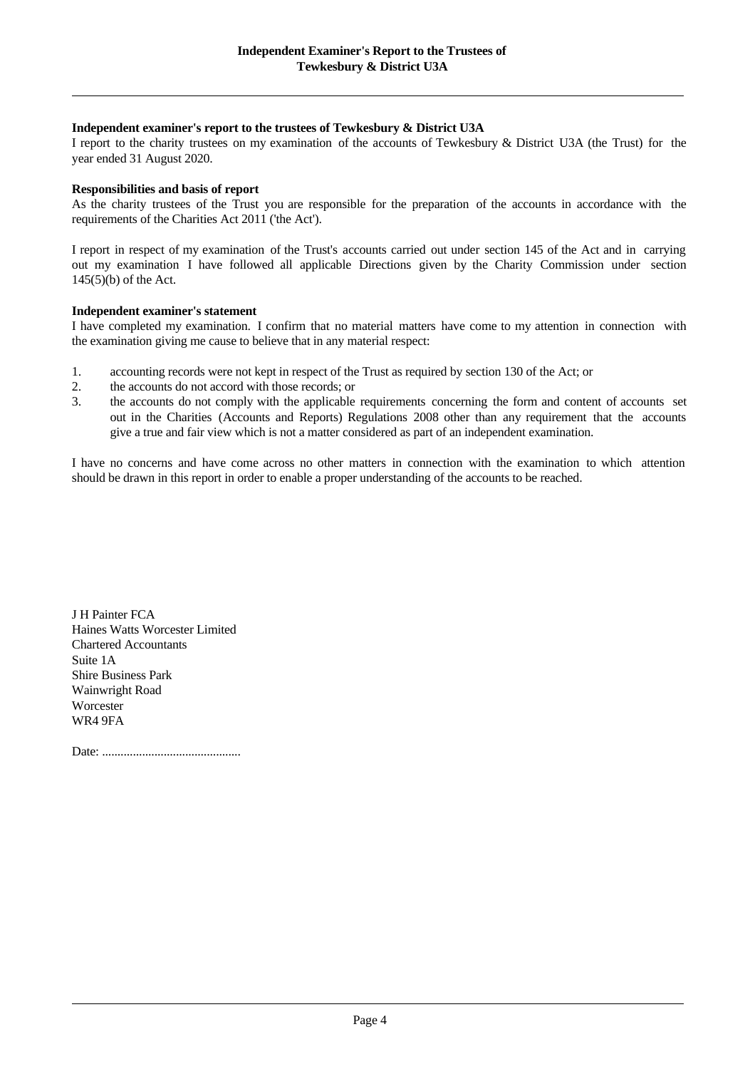# Independent Examiner's Report to the Trustees of Tewkesbury & District U3A

**Independent examiner's report to the trustees of Tewkesbury & District U3A**

I report to the charity trustees on my examination of the accounts of Tewkesbury & District U3A (the Trust) for the year ended 31 August 2020.

**Responsibilities and basis of report**

As the charity trustees of the Trust you are responsible for the preparation of the accounts in accordance with the requirements of the Charities Act 2011 ('the Act').

I report in respect of my examination of the Trust's accounts carried out under section 145 of the Act and in carrying out my examination I have followed all applicable Directions given by the Charity Commission under section 145(5)(b) of the Act.

**Independent examiner's statement**

I have completed my examination. I confirm that no material matters have come to my attention in connection with the examination giving me cause to believe that in any material respect:

1. accounting records were not kept in respect of the Trust as required by section 130 of the Act; or
2. the accounts do not accord with those records; or
3. the accounts do not comply with the applicable requirements concerning the form and content of accounts set out in the Charities (Accounts and Reports) Regulations 2008 other than any requirement that the accounts give a true and fair view which is not a matter considered as part of an independent examination.

I have no concerns and have come across no other matters in connection with the examination to which attention should be drawn in this report in order to enable a proper understanding of the accounts to be reached.

J H Painter FCA
Haines Watts Worcester Limited
Chartered Accountants
Suite 1A
Shire Business Park
Wainwright Road
Worcester
WR4 9FA

Date: ............................................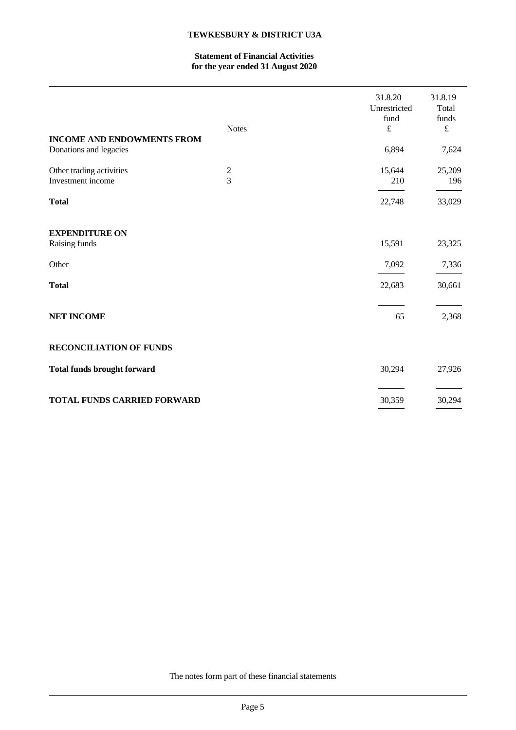**TEWKESBURY & DISTRICT U3A**

**Statement of Financial Activities**
**for the year ended 31 August 2020**

| | Notes | 31.8.20 Unrestricted fund £ | 31.8.19 Total funds £ |
|---|---|---|---|
| **INCOME AND ENDOWMENTS FROM** | | | |
| Donations and legacies | | 6,894 | 7,624 |
| Other trading activities | 2 | 15,644 | 25,209 |
| Investment income | 3 | 210 | 196 |
| **Total** | | 22,748 | 33,029 |
| **EXPENDITURE ON** | | | |
| Raising funds | | 15,591 | 23,325 |
| Other | | 7,092 | 7,336 |
| **Total** | | 22,683 | 30,661 |
| **NET INCOME** | | 65 | 2,368 |
| **RECONCILIATION OF FUNDS** | | | |
| **Total funds brought forward** | | 30,294 | 27,926 |
| **TOTAL FUNDS CARRIED FORWARD** | | 30,359 | 30,294 |

The notes form part of these financial statements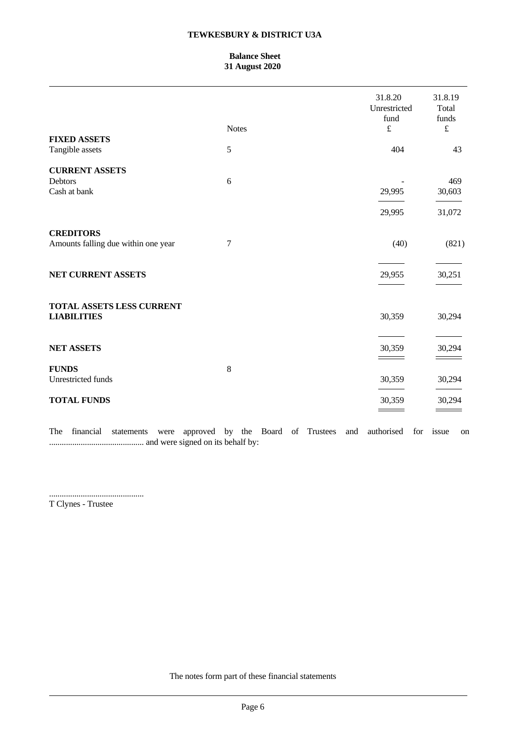# TEWKESBURY & DISTRICT U3A

## Balance Sheet
## 31 August 2020

| | Notes | 31.8.20 Unrestricted fund £ | 31.8.19 Total funds £ |
|---|---|---|---|
| **FIXED ASSETS** | | | |
| Tangible assets | 5 | 404 | 43 |
| **CURRENT ASSETS** | | | |
| Debtors | 6 | - | 469 |
| Cash at bank | | 29,995 | 30,603 |
| | | 29,995 | 31,072 |
| **CREDITORS** | | | |
| Amounts falling due within one year | 7 | (40) | (821) |
| **NET CURRENT ASSETS** | | 29,955 | 30,251 |
| **TOTAL ASSETS LESS CURRENT LIABILITIES** | | 30,359 | 30,294 |
| **NET ASSETS** | | 30,359 | 30,294 |
| **FUNDS** | 8 | | |
| Unrestricted funds | | 30,359 | 30,294 |
| **TOTAL FUNDS** | | 30,359 | 30,294 |

The financial statements were approved by the Board of Trustees and authorised for issue on ............................................ and were signed on its behalf by:

............................................
T Clynes - Trustee

The notes form part of these financial statements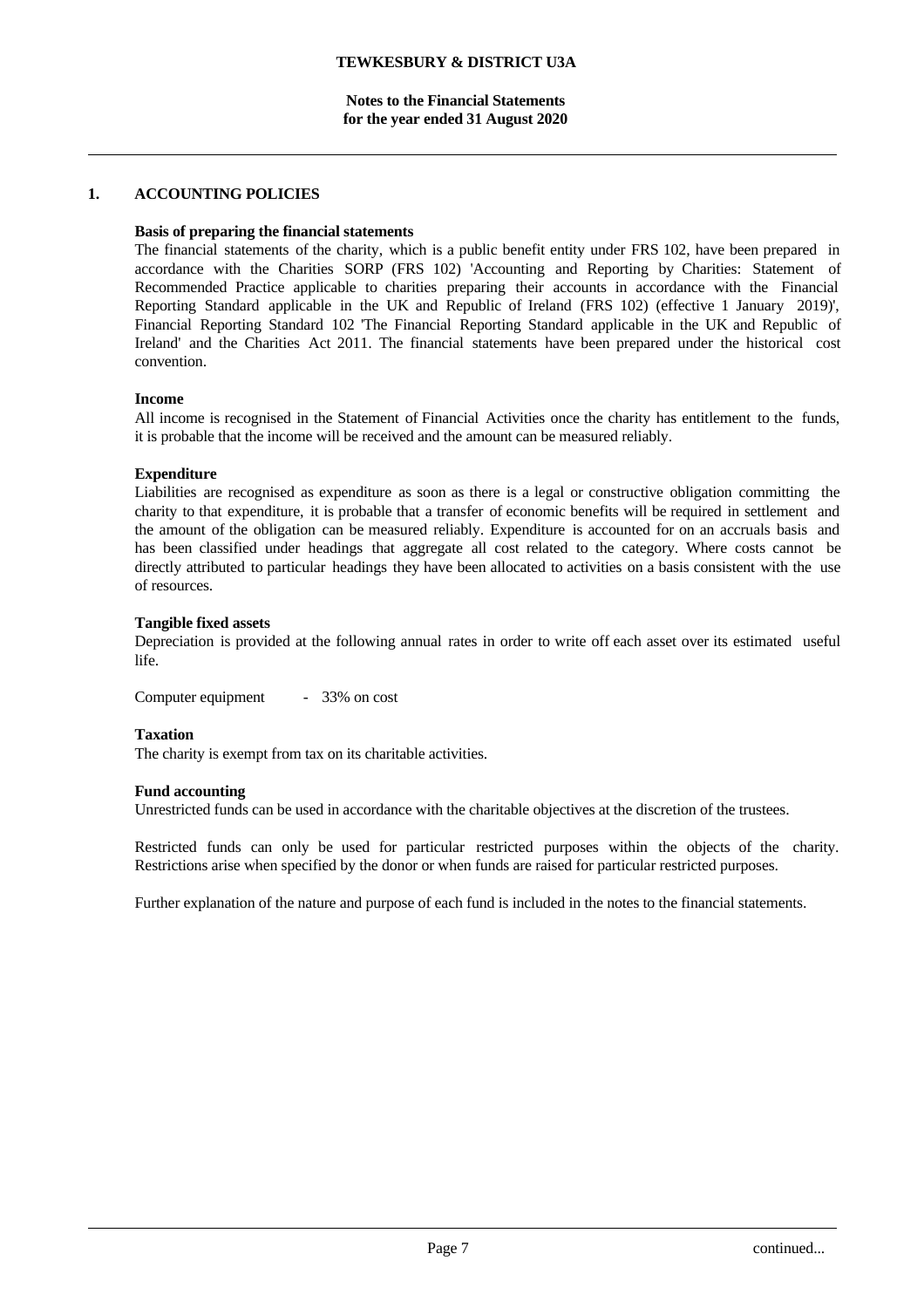## 1. ACCOUNTING POLICIES

**Basis of preparing the financial statements**

The financial statements of the charity, which is a public benefit entity under FRS 102, have been prepared in accordance with the Charities SORP (FRS 102) 'Accounting and Reporting by Charities: Statement of Recommended Practice applicable to charities preparing their accounts in accordance with the Financial Reporting Standard applicable in the UK and Republic of Ireland (FRS 102) (effective 1 January 2019)', Financial Reporting Standard 102 'The Financial Reporting Standard applicable in the UK and Republic of Ireland' and the Charities Act 2011. The financial statements have been prepared under the historical cost convention.

**Income**

All income is recognised in the Statement of Financial Activities once the charity has entitlement to the funds, it is probable that the income will be received and the amount can be measured reliably.

**Expenditure**

Liabilities are recognised as expenditure as soon as there is a legal or constructive obligation committing the charity to that expenditure, it is probable that a transfer of economic benefits will be required in settlement and the amount of the obligation can be measured reliably. Expenditure is accounted for on an accruals basis and has been classified under headings that aggregate all cost related to the category. Where costs cannot be directly attributed to particular headings they have been allocated to activities on a basis consistent with the use of resources.

**Tangible fixed assets**

Depreciation is provided at the following annual rates in order to write off each asset over its estimated useful life.

Computer equipment - 33% on cost

**Taxation**

The charity is exempt from tax on its charitable activities.

**Fund accounting**

Unrestricted funds can be used in accordance with the charitable objectives at the discretion of the trustees.

Restricted funds can only be used for particular restricted purposes within the objects of the charity. Restrictions arise when specified by the donor or when funds are raised for particular restricted purposes.

Further explanation of the nature and purpose of each fund is included in the notes to the financial statements.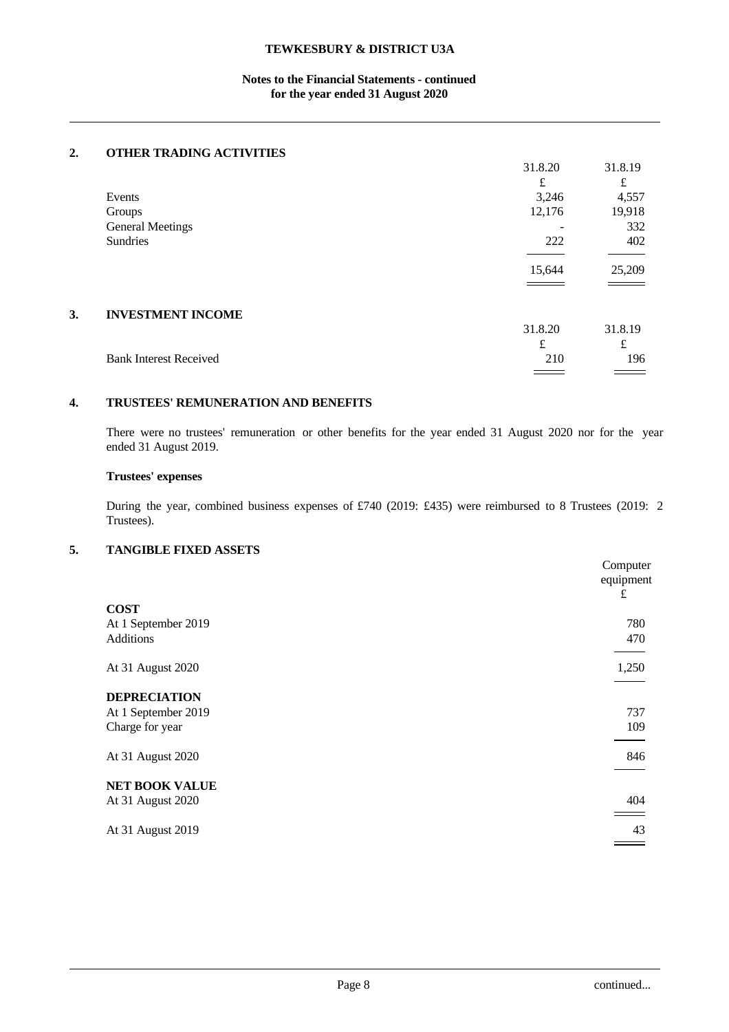## 2. OTHER TRADING ACTIVITIES

| | 31.8.20 | 31.8.19 |
|---|---|---|
| | £ | £ |
| Events | 3,246 | 4,557 |
| Groups | 12,176 | 19,918 |
| General Meetings | - | 332 |
| Sundries | 222 | 402 |
| | 15,644 | 25,209 |

## 3. INVESTMENT INCOME

| | 31.8.20 | 31.8.19 |
|---|---|---|
| | £ | £ |
| Bank Interest Received | 210 | 196 |

## 4. TRUSTEES' REMUNERATION AND BENEFITS

There were no trustees' remuneration or other benefits for the year ended 31 August 2020 nor for the year ended 31 August 2019.

**Trustees' expenses**

During the year, combined business expenses of £740 (2019: £435) were reimbursed to 8 Trustees (2019: 2 Trustees).

## 5. TANGIBLE FIXED ASSETS

| | Computer equipment |
|---|---|
| | £ |
| **COST** | |
| At 1 September 2019 | 780 |
| Additions | 470 |
| At 31 August 2020 | 1,250 |
| **DEPRECIATION** | |
| At 1 September 2019 | 737 |
| Charge for year | 109 |
| At 31 August 2020 | 846 |
| **NET BOOK VALUE** | |
| At 31 August 2020 | 404 |
| At 31 August 2019 | 43 |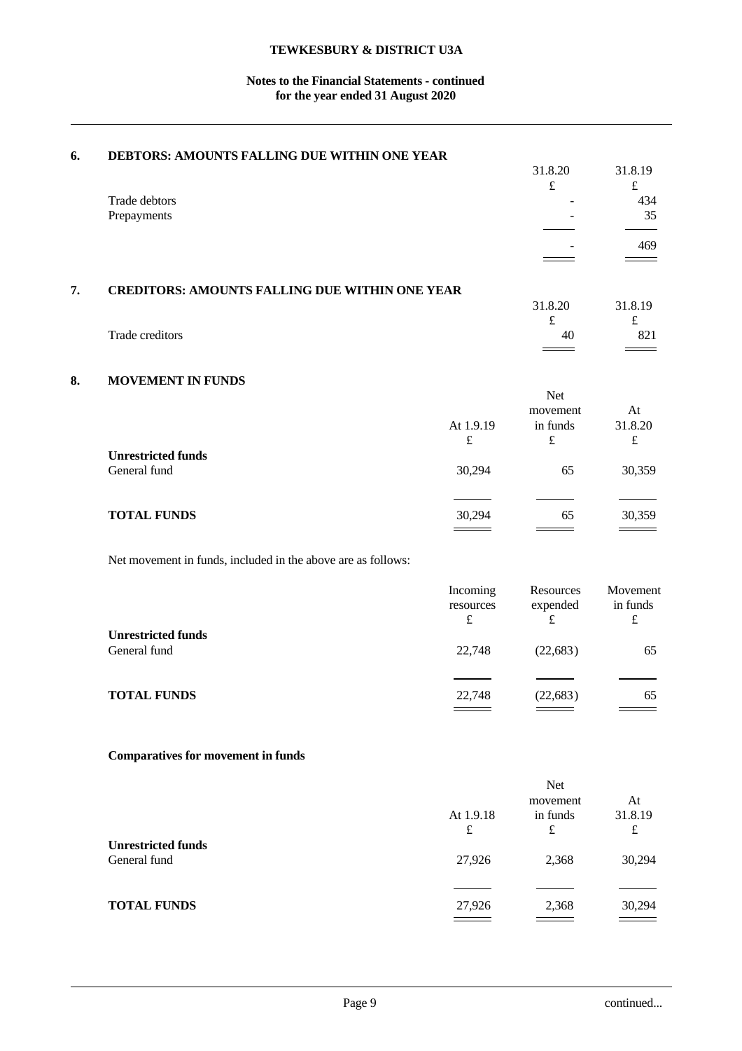**Notes to the Financial Statements - continued**
**for the year ended 31 August 2020**

## 6. DEBTORS: AMOUNTS FALLING DUE WITHIN ONE YEAR

| | 31.8.20 | 31.8.19 |
|---|---|---|
| | £ | £ |
| Trade debtors | - | 434 |
| Prepayments | - | 35 |
| | - | 469 |

## 7. CREDITORS: AMOUNTS FALLING DUE WITHIN ONE YEAR

| | 31.8.20 | 31.8.19 |
|---|---|---|
| | £ | £ |
| Trade creditors | 40 | 821 |

## 8. MOVEMENT IN FUNDS

| | At 1.9.19 | Net movement in funds | At 31.8.20 |
|---|---|---|---|
| | £ | £ | £ |
| **Unrestricted funds** | | | |
| General fund | 30,294 | 65 | 30,359 |
| **TOTAL FUNDS** | 30,294 | 65 | 30,359 |

Net movement in funds, included in the above are as follows:

| | Incoming resources | Resources expended | Movement in funds |
|---|---|---|---|
| | £ | £ | £ |
| **Unrestricted funds** | | | |
| General fund | 22,748 | (22,683) | 65 |
| **TOTAL FUNDS** | 22,748 | (22,683) | 65 |

**Comparatives for movement in funds**

| | At 1.9.18 | Net movement in funds | At 31.8.19 |
|---|---|---|---|
| | £ | £ | £ |
| **Unrestricted funds** | | | |
| General fund | 27,926 | 2,368 | 30,294 |
| **TOTAL FUNDS** | 27,926 | 2,368 | 30,294 |

continued...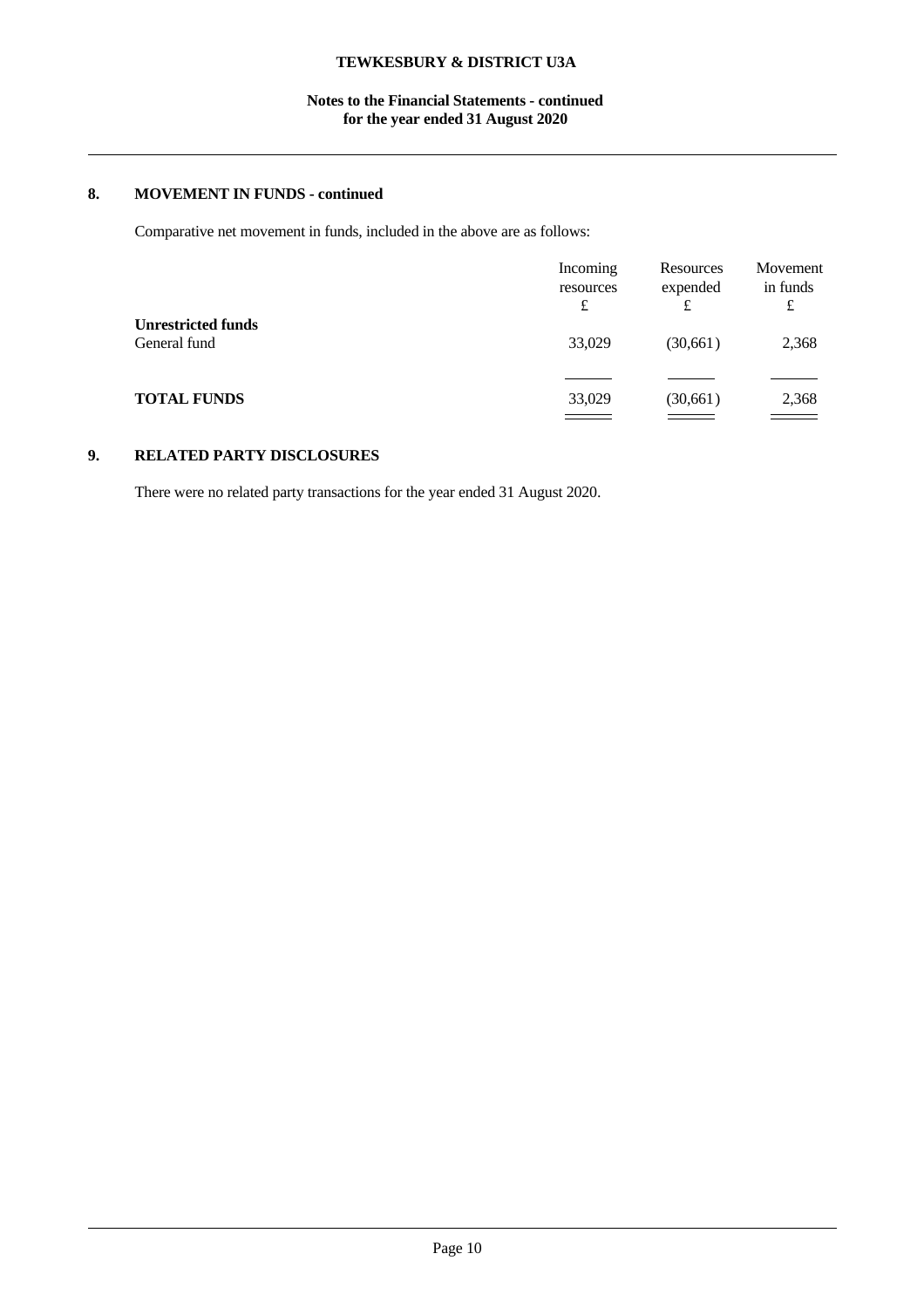## 8. MOVEMENT IN FUNDS - continued

Comparative net movement in funds, included in the above are as follows:

| | Incoming resources £ | Resources expended £ | Movement in funds £ |
|---|---|---|---|
| **Unrestricted funds** | | | |
| General fund | 33,029 | (30,661) | 2,368 |
| **TOTAL FUNDS** | 33,029 | (30,661) | 2,368 |

## 9. RELATED PARTY DISCLOSURES

There were no related party transactions for the year ended 31 August 2020.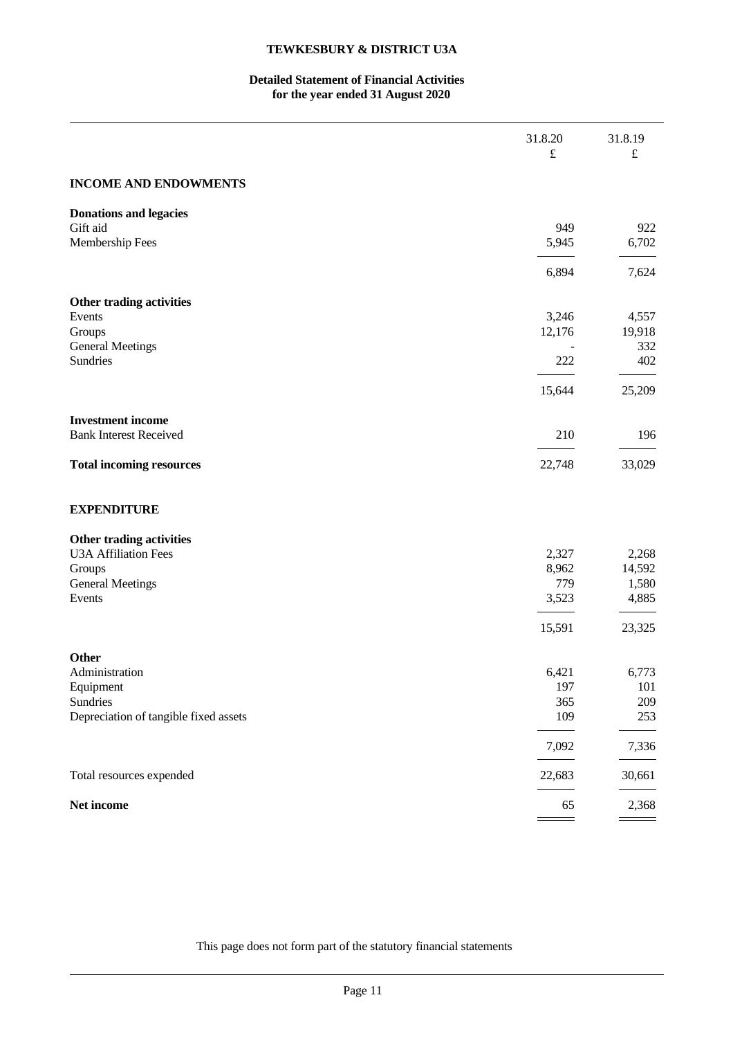# TEWKESBURY & DISTRICT U3A

## Detailed Statement of Financial Activities for the year ended 31 August 2020

| | 31.8.20 £ | 31.8.19 £ |
|---|---|---|
| **INCOME AND ENDOWMENTS** | | |
| **Donations and legacies** | | |
| Gift aid | 949 | 922 |
| Membership Fees | 5,945 | 6,702 |
| | 6,894 | 7,624 |
| **Other trading activities** | | |
| Events | 3,246 | 4,557 |
| Groups | 12,176 | 19,918 |
| General Meetings | - | 332 |
| Sundries | 222 | 402 |
| | 15,644 | 25,209 |
| **Investment income** | | |
| Bank Interest Received | 210 | 196 |
| **Total incoming resources** | 22,748 | 33,029 |
| **EXPENDITURE** | | |
| **Other trading activities** | | |
| U3A Affiliation Fees | 2,327 | 2,268 |
| Groups | 8,962 | 14,592 |
| General Meetings | 779 | 1,580 |
| Events | 3,523 | 4,885 |
| | 15,591 | 23,325 |
| **Other** | | |
| Administration | 6,421 | 6,773 |
| Equipment | 197 | 101 |
| Sundries | 365 | 209 |
| Depreciation of tangible fixed assets | 109 | 253 |
| | 7,092 | 7,336 |
| Total resources expended | 22,683 | 30,661 |
| **Net income** | 65 | 2,368 |

This page does not form part of the statutory financial statements